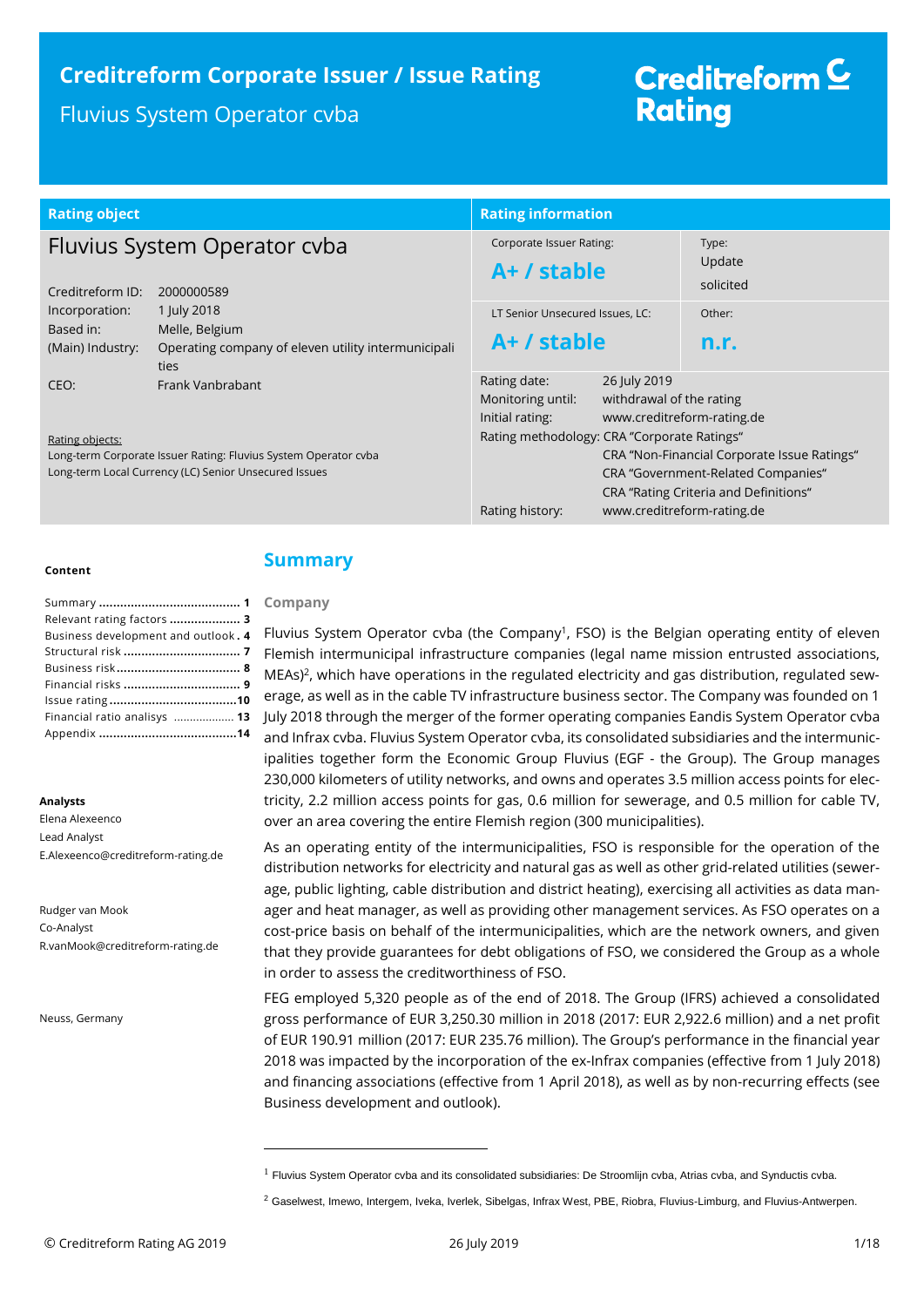# Creditreform Corporate Issuer / Issue Rating

Fluvius System Operator cvba

Creditreform Rating

| Rating object | Rating information |
|---|---|

## Fluvius System Operator cvba

| | |
|---|---|
| Creditreform ID: | 2000000589 |
| Incorporation: | 1 July 2018 |
| Based in: | Melle, Belgium |
| (Main) Industry: | Operating company of eleven utility intermunicipalities |
| CEO: | Frank Vanbrabant |

Rating objects:
Long-term Corporate Issuer Rating: Fluvius System Operator cvba
Long-term Local Currency (LC) Senior Unsecured Issues

| | |
|---|---|
| Corporate Issuer Rating: **A+ / stable** | Type: Update solicited |
| LT Senior Unsecured Issues, LC: **A+ / stable** | Other: **n.r.** |

| | |
|---|---|
| Rating date: | 26 July 2019 |
| Monitoring until: | withdrawal of the rating |
| Initial rating: | www.creditreform-rating.de |
| Rating methodology: | CRA "Corporate Ratings" CRA "Non-Financial Corporate Issue Ratings" CRA "Government-Related Companies" CRA "Rating Criteria and Definitions" |
| Rating history: | www.creditreform-rating.de |

**Content**

- Summary ........ 1
- Relevant rating factors ........ 3
- Business development and outlook . 4
- Structural risk ........ 7
- Business risk ........ 8
- Financial risks ........ 9
- Issue rating ........ 10
- Financial ratio analisys ........ 13
- Appendix ........ 14

**Analysts**

Elena Alexeenco
Lead Analyst
E.Alexeenco@creditreform-rating.de

Rudger van Mook
Co-Analyst
R.vanMook@creditreform-rating.de

Neuss, Germany

## Summary

### Company

Fluvius System Operator cvba (the Company[1], FSO) is the Belgian operating entity of eleven Flemish intermunicipal infrastructure companies (legal name mission entrusted associations, MEAs)[2], which have operations in the regulated electricity and gas distribution, regulated sewerage, as well as in the cable TV infrastructure business sector. The Company was founded on 1 July 2018 through the merger of the former operating companies Eandis System Operator cvba and Infrax cvba. Fluvius System Operator cvba, its consolidated subsidiaries and the intermunicipalities together form the Economic Group Fluvius (EGF - the Group). The Group manages 230,000 kilometers of utility networks, and owns and operates 3.5 million access points for electricity, 2.2 million access points for gas, 0.6 million for sewerage, and 0.5 million for cable TV, over an area covering the entire Flemish region (300 municipalities).

As an operating entity of the intermunicipalities, FSO is responsible for the operation of the distribution networks for electricity and natural gas as well as other grid-related utilities (sewerage, public lighting, cable distribution and district heating), exercising all activities as data manager and heat manager, as well as providing other management services. As FSO operates on a cost-price basis on behalf of the intermunicipalities, which are the network owners, and given that they provide guarantees for debt obligations of FSO, we considered the Group as a whole in order to assess the creditworthiness of FSO.

FEG employed 5,320 people as of the end of 2018. The Group (IFRS) achieved a consolidated gross performance of EUR 3,250.30 million in 2018 (2017: EUR 2,922.6 million) and a net profit of EUR 190.91 million (2017: EUR 235.76 million). The Group's performance in the financial year 2018 was impacted by the incorporation of the ex-Infrax companies (effective from 1 July 2018) and financing associations (effective from 1 April 2018), as well as by non-recurring effects (see Business development and outlook).

[1] Fluvius System Operator cvba and its consolidated subsidiaries: De Stroomlijn cvba, Atrias cvba, and Synductis cvba.

[2] Gaselwest, Imewo, Intergem, Iveka, Iverlek, Sibelgas, Infrax West, PBE, Riobra, Fluvius-Limburg, and Fluvius-Antwerpen.

© Creditreform Rating AG 2019 — 26 July 2019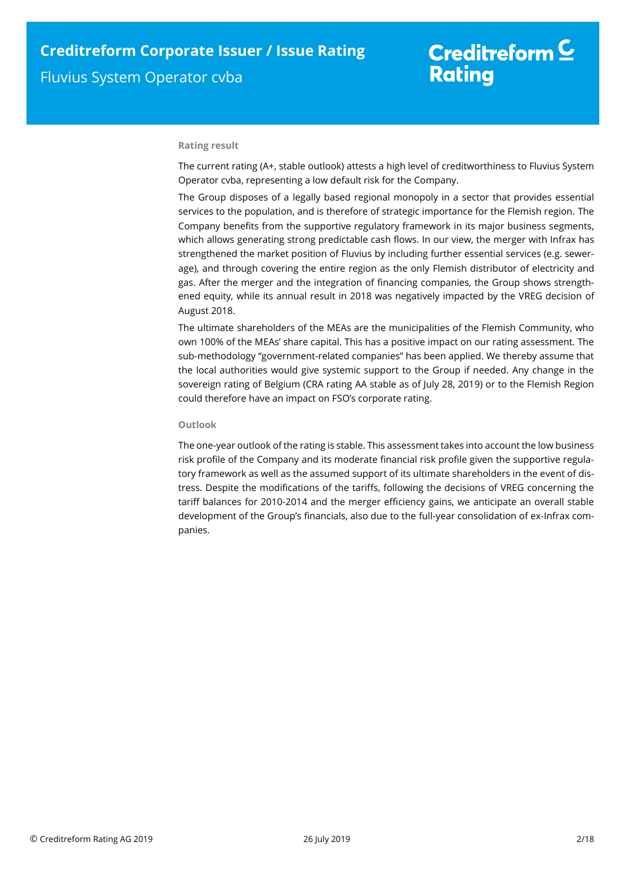### Rating result

The current rating (A+, stable outlook) attests a high level of creditworthiness to Fluvius System Operator cvba, representing a low default risk for the Company.

The Group disposes of a legally based regional monopoly in a sector that provides essential services to the population, and is therefore of strategic importance for the Flemish region. The Company benefits from the supportive regulatory framework in its major business segments, which allows generating strong predictable cash flows. In our view, the merger with Infrax has strengthened the market position of Fluvius by including further essential services (e.g. sewerage), and through covering the entire region as the only Flemish distributor of electricity and gas. After the merger and the integration of financing companies, the Group shows strengthened equity, while its annual result in 2018 was negatively impacted by the VREG decision of August 2018.

The ultimate shareholders of the MEAs are the municipalities of the Flemish Community, who own 100% of the MEAs' share capital. This has a positive impact on our rating assessment. The sub-methodology "government-related companies" has been applied. We thereby assume that the local authorities would give systemic support to the Group if needed. Any change in the sovereign rating of Belgium (CRA rating AA stable as of July 28, 2019) or to the Flemish Region could therefore have an impact on FSO's corporate rating.

### Outlook

The one-year outlook of the rating is stable. This assessment takes into account the low business risk profile of the Company and its moderate financial risk profile given the supportive regulatory framework as well as the assumed support of its ultimate shareholders in the event of distress. Despite the modifications of the tariffs, following the decisions of VREG concerning the tariff balances for 2010-2014 and the merger efficiency gains, we anticipate an overall stable development of the Group's financials, also due to the full-year consolidation of ex-Infrax companies.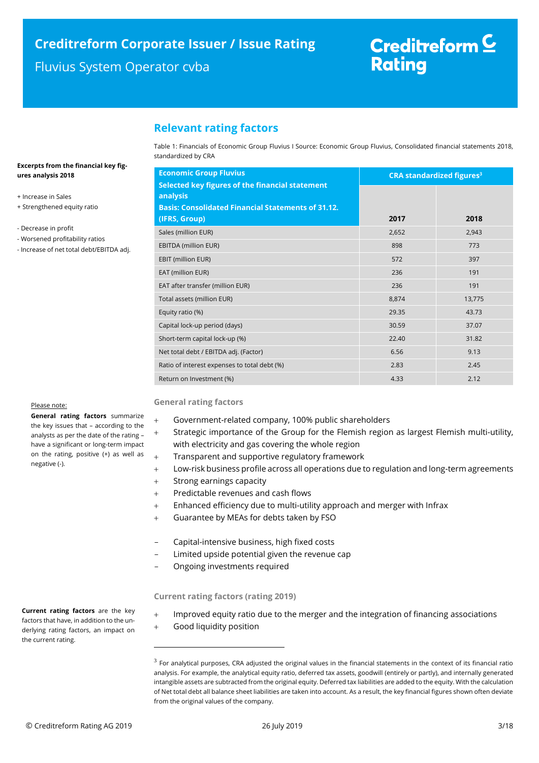## Relevant rating factors

Table 1: Financials of Economic Group Fluvius I Source: Economic Group Fluvius, Consolidated financial statements 2018, standardized by CRA

**Excerpts from the financial key figures analysis 2018**

+ Increase in Sales
+ Strengthened equity ratio

- Decrease in profit
- Worsened profitability ratios
- Increase of net total debt/EBITDA adj.

| Economic Group Fluvius<br>Selected key figures of the financial statement analysis<br>Basis: Consolidated Financial Statements of 31.12. (IFRS, Group) | CRA standardized figures[3] | |
|---|---|---|
| | **2017** | **2018** |
| Sales (million EUR) | 2,652 | 2,943 |
| EBITDA (million EUR) | 898 | 773 |
| EBIT (million EUR) | 572 | 397 |
| EAT (million EUR) | 236 | 191 |
| EAT after transfer (million EUR) | 236 | 191 |
| Total assets (million EUR) | 8,874 | 13,775 |
| Equity ratio (%) | 29.35 | 43.73 |
| Capital lock-up period (days) | 30.59 | 37.07 |
| Short-term capital lock-up (%) | 22.40 | 31.82 |
| Net total debt / EBITDA adj. (Factor) | 6.56 | 9.13 |
| Ratio of interest expenses to total debt (%) | 2.83 | 2.45 |
| Return on Investment (%) | 4.33 | 2.12 |

### General rating factors

Please note:

**General rating factors** summarize the key issues that – according to the analysts as per the date of the rating – have a significant or long-term impact on the rating, positive (+) as well as negative (-).

+ Government-related company, 100% public shareholders
+ Strategic importance of the Group for the Flemish region as largest Flemish multi-utility, with electricity and gas covering the whole region
+ Transparent and supportive regulatory framework
+ Low-risk business profile across all operations due to regulation and long-term agreements
+ Strong earnings capacity
+ Predictable revenues and cash flows
+ Enhanced efficiency due to multi-utility approach and merger with Infrax
+ Guarantee by MEAs for debts taken by FSO

- Capital-intensive business, high fixed costs
- Limited upside potential given the revenue cap
- Ongoing investments required

### Current rating factors (rating 2019)

**Current rating factors** are the key factors that have, in addition to the underlying rating factors, an impact on the current rating.

+ Improved equity ratio due to the merger and the integration of financing associations
+ Good liquidity position

[3] For analytical purposes, CRA adjusted the original values in the financial statements in the context of its financial ratio analysis. For example, the analytical equity ratio, deferred tax assets, goodwill (entirely or partly), and internally generated intangible assets are subtracted from the original equity. Deferred tax liabilities are added to the equity. With the calculation of Net total debt all balance sheet liabilities are taken into account. As a result, the key financial figures shown often deviate from the original values of the company.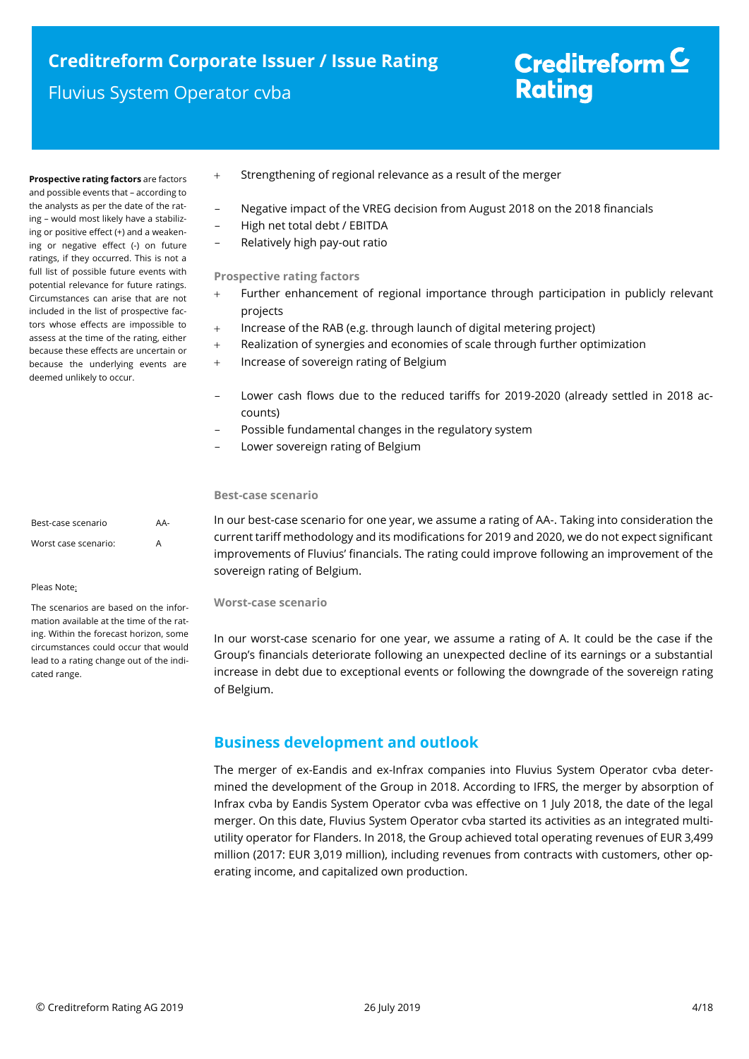+ Strengthening of regional relevance as a result of the merger

– Negative impact of the VREG decision from August 2018 on the 2018 financials
– High net total debt / EBITDA
– Relatively high pay-out ratio

**Prospective rating factors** are factors and possible events that – according to the analysts as per the date of the rating – would most likely have a stabilizing or positive effect (+) and a weakening or negative effect (-) on future ratings, if they occurred. This is not a full list of possible future events with potential relevance for future ratings. Circumstances can arise that are not included in the list of prospective factors whose effects are impossible to assess at the time of the rating, either because these effects are uncertain or because the underlying events are deemed unlikely to occur.

### Prospective rating factors

+ Further enhancement of regional importance through participation in publicly relevant projects
+ Increase of the RAB (e.g. through launch of digital metering project)
+ Realization of synergies and economies of scale through further optimization
+ Increase of sovereign rating of Belgium

– Lower cash flows due to the reduced tariffs for 2019-2020 (already settled in 2018 accounts)
– Possible fundamental changes in the regulatory system
– Lower sovereign rating of Belgium

| | |
|---|---|
| Best-case scenario | AA- |
| Worst case scenario: | A |

Pleas Note:

The scenarios are based on the information available at the time of the rating. Within the forecast horizon, some circumstances could occur that would lead to a rating change out of the indicated range.

### Best-case scenario

In our best-case scenario for one year, we assume a rating of AA-. Taking into consideration the current tariff methodology and its modifications for 2019 and 2020, we do not expect significant improvements of Fluvius' financials. The rating could improve following an improvement of the sovereign rating of Belgium.

### Worst-case scenario

In our worst-case scenario for one year, we assume a rating of A. It could be the case if the Group's financials deteriorate following an unexpected decline of its earnings or a substantial increase in debt due to exceptional events or following the downgrade of the sovereign rating of Belgium.

## Business development and outlook

The merger of ex-Eandis and ex-Infrax companies into Fluvius System Operator cvba determined the development of the Group in 2018. According to IFRS, the merger by absorption of Infrax cvba by Eandis System Operator cvba was effective on 1 July 2018, the date of the legal merger. On this date, Fluvius System Operator cvba started its activities as an integrated multi-utility operator for Flanders. In 2018, the Group achieved total operating revenues of EUR 3,499 million (2017: EUR 3,019 million), including revenues from contracts with customers, other operating income, and capitalized own production.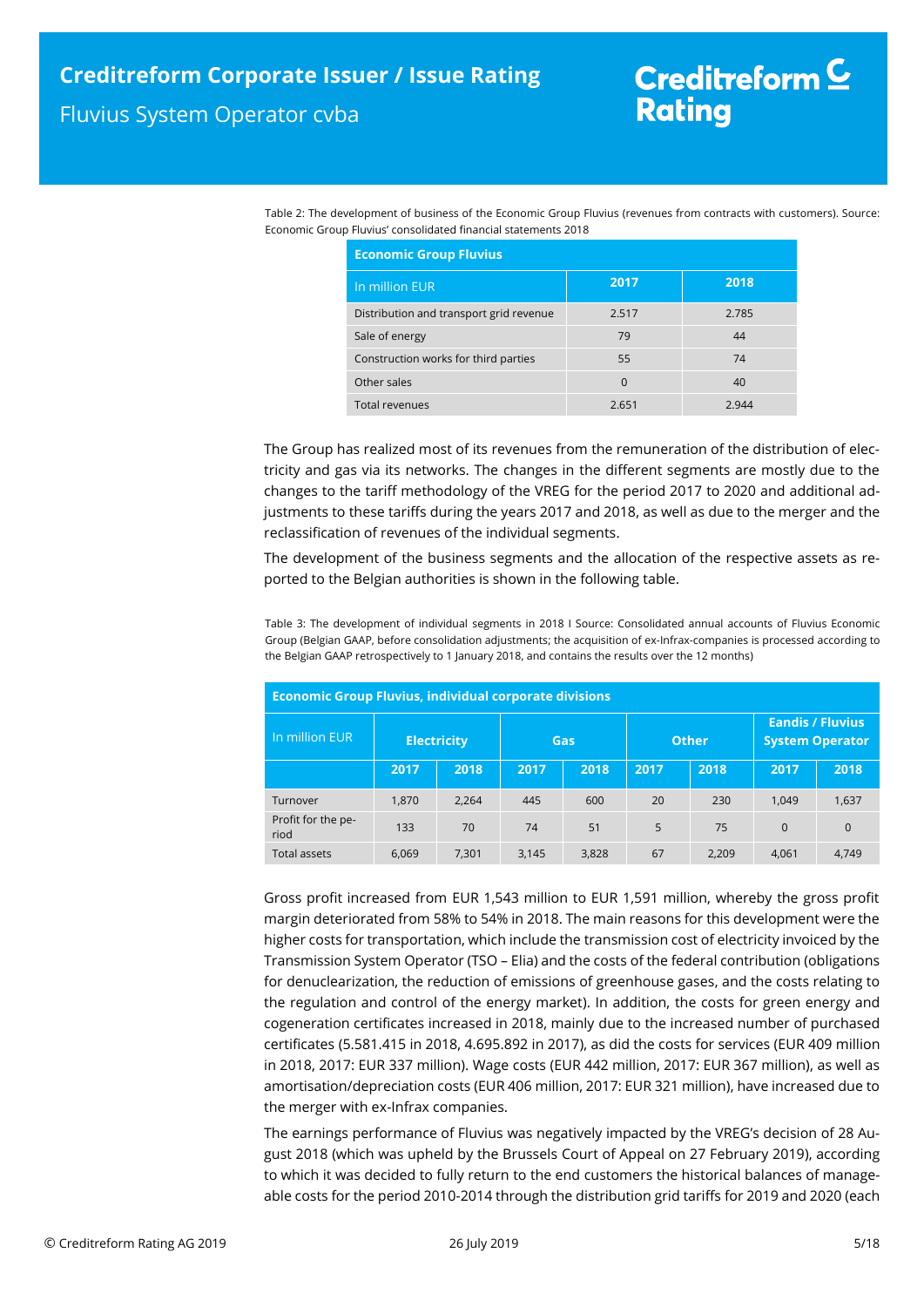Table 2: The development of business of the Economic Group Fluvius (revenues from contracts with customers). Source: Economic Group Fluvius' consolidated financial statements 2018

| Economic Group Fluvius | | |
|---|---|---|
| In million EUR | 2017 | 2018 |
| Distribution and transport grid revenue | 2.517 | 2.785 |
| Sale of energy | 79 | 44 |
| Construction works for third parties | 55 | 74 |
| Other sales | 0 | 40 |
| Total revenues | 2.651 | 2.944 |

The Group has realized most of its revenues from the remuneration of the distribution of electricity and gas via its networks. The changes in the different segments are mostly due to the changes to the tariff methodology of the VREG for the period 2017 to 2020 and additional adjustments to these tariffs during the years 2017 and 2018, as well as due to the merger and the reclassification of revenues of the individual segments.

The development of the business segments and the allocation of the respective assets as reported to the Belgian authorities is shown in the following table.

Table 3: The development of individual segments in 2018 I Source: Consolidated annual accounts of Fluvius Economic Group (Belgian GAAP, before consolidation adjustments; the acquisition of ex-Infrax-companies is processed according to the Belgian GAAP retrospectively to 1 January 2018, and contains the results over the 12 months)

| Economic Group Fluvius, individual corporate divisions | | | | | | | | |
|---|---|---|---|---|---|---|---|---|
| In million EUR | Electricity | | Gas | | Other | | Eandis / Fluvius System Operator | |
| | 2017 | 2018 | 2017 | 2018 | 2017 | 2018 | 2017 | 2018 |
| Turnover | 1,870 | 2,264 | 445 | 600 | 20 | 230 | 1,049 | 1,637 |
| Profit for the period | 133 | 70 | 74 | 51 | 5 | 75 | 0 | 0 |
| Total assets | 6,069 | 7,301 | 3,145 | 3,828 | 67 | 2,209 | 4,061 | 4,749 |

Gross profit increased from EUR 1,543 million to EUR 1,591 million, whereby the gross profit margin deteriorated from 58% to 54% in 2018. The main reasons for this development were the higher costs for transportation, which include the transmission cost of electricity invoiced by the Transmission System Operator (TSO – Elia) and the costs of the federal contribution (obligations for denuclearization, the reduction of emissions of greenhouse gases, and the costs relating to the regulation and control of the energy market). In addition, the costs for green energy and cogeneration certificates increased in 2018, mainly due to the increased number of purchased certificates (5.581.415 in 2018, 4.695.892 in 2017), as did the costs for services (EUR 409 million in 2018, 2017: EUR 337 million). Wage costs (EUR 442 million, 2017: EUR 367 million), as well as amortisation/depreciation costs (EUR 406 million, 2017: EUR 321 million), have increased due to the merger with ex-Infrax companies.

The earnings performance of Fluvius was negatively impacted by the VREG's decision of 28 August 2018 (which was upheld by the Brussels Court of Appeal on 27 February 2019), according to which it was decided to fully return to the end customers the historical balances of manageable costs for the period 2010-2014 through the distribution grid tariffs for 2019 and 2020 (each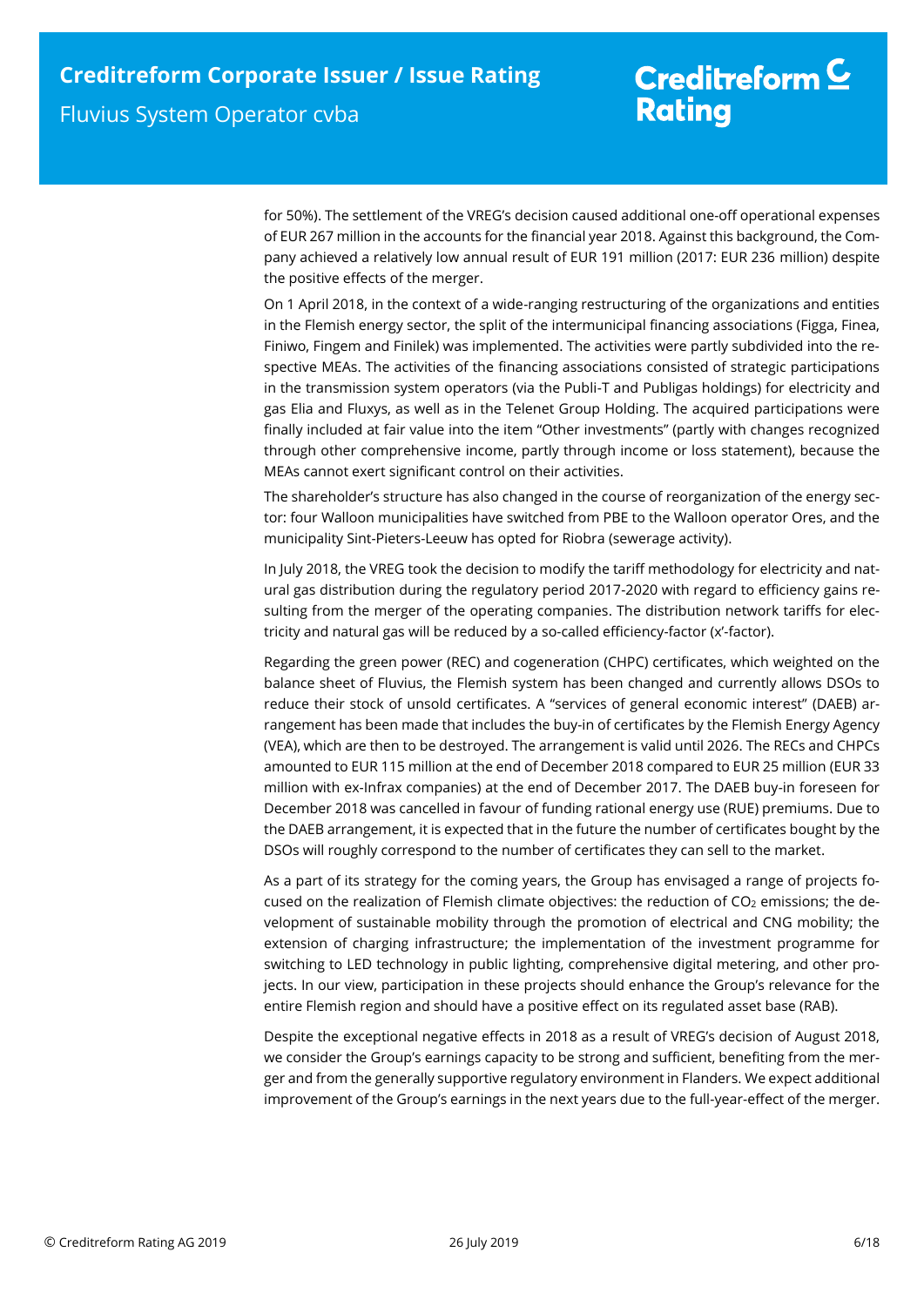for 50%). The settlement of the VREG's decision caused additional one-off operational expenses of EUR 267 million in the accounts for the financial year 2018. Against this background, the Company achieved a relatively low annual result of EUR 191 million (2017: EUR 236 million) despite the positive effects of the merger.

On 1 April 2018, in the context of a wide-ranging restructuring of the organizations and entities in the Flemish energy sector, the split of the intermunicipal financing associations (Figga, Finea, Finiwo, Fingem and Finilek) was implemented. The activities were partly subdivided into the respective MEAs. The activities of the financing associations consisted of strategic participations in the transmission system operators (via the Publi-T and Publigas holdings) for electricity and gas Elia and Fluxys, as well as in the Telenet Group Holding. The acquired participations were finally included at fair value into the item "Other investments" (partly with changes recognized through other comprehensive income, partly through income or loss statement), because the MEAs cannot exert significant control on their activities.

The shareholder's structure has also changed in the course of reorganization of the energy sector: four Walloon municipalities have switched from PBE to the Walloon operator Ores, and the municipality Sint-Pieters-Leeuw has opted for Riobra (sewerage activity).

In July 2018, the VREG took the decision to modify the tariff methodology for electricity and natural gas distribution during the regulatory period 2017-2020 with regard to efficiency gains resulting from the merger of the operating companies. The distribution network tariffs for electricity and natural gas will be reduced by a so-called efficiency-factor (x'-factor).

Regarding the green power (REC) and cogeneration (CHPC) certificates, which weighted on the balance sheet of Fluvius, the Flemish system has been changed and currently allows DSOs to reduce their stock of unsold certificates. A "services of general economic interest" (DAEB) arrangement has been made that includes the buy-in of certificates by the Flemish Energy Agency (VEA), which are then to be destroyed. The arrangement is valid until 2026. The RECs and CHPCs amounted to EUR 115 million at the end of December 2018 compared to EUR 25 million (EUR 33 million with ex-Infrax companies) at the end of December 2017. The DAEB buy-in foreseen for December 2018 was cancelled in favour of funding rational energy use (RUE) premiums. Due to the DAEB arrangement, it is expected that in the future the number of certificates bought by the DSOs will roughly correspond to the number of certificates they can sell to the market.

As a part of its strategy for the coming years, the Group has envisaged a range of projects focused on the realization of Flemish climate objectives: the reduction of $CO_2$ emissions; the development of sustainable mobility through the promotion of electrical and CNG mobility; the extension of charging infrastructure; the implementation of the investment programme for switching to LED technology in public lighting, comprehensive digital metering, and other projects. In our view, participation in these projects should enhance the Group's relevance for the entire Flemish region and should have a positive effect on its regulated asset base (RAB).

Despite the exceptional negative effects in 2018 as a result of VREG's decision of August 2018, we consider the Group's earnings capacity to be strong and sufficient, benefiting from the merger and from the generally supportive regulatory environment in Flanders. We expect additional improvement of the Group's earnings in the next years due to the full-year-effect of the merger.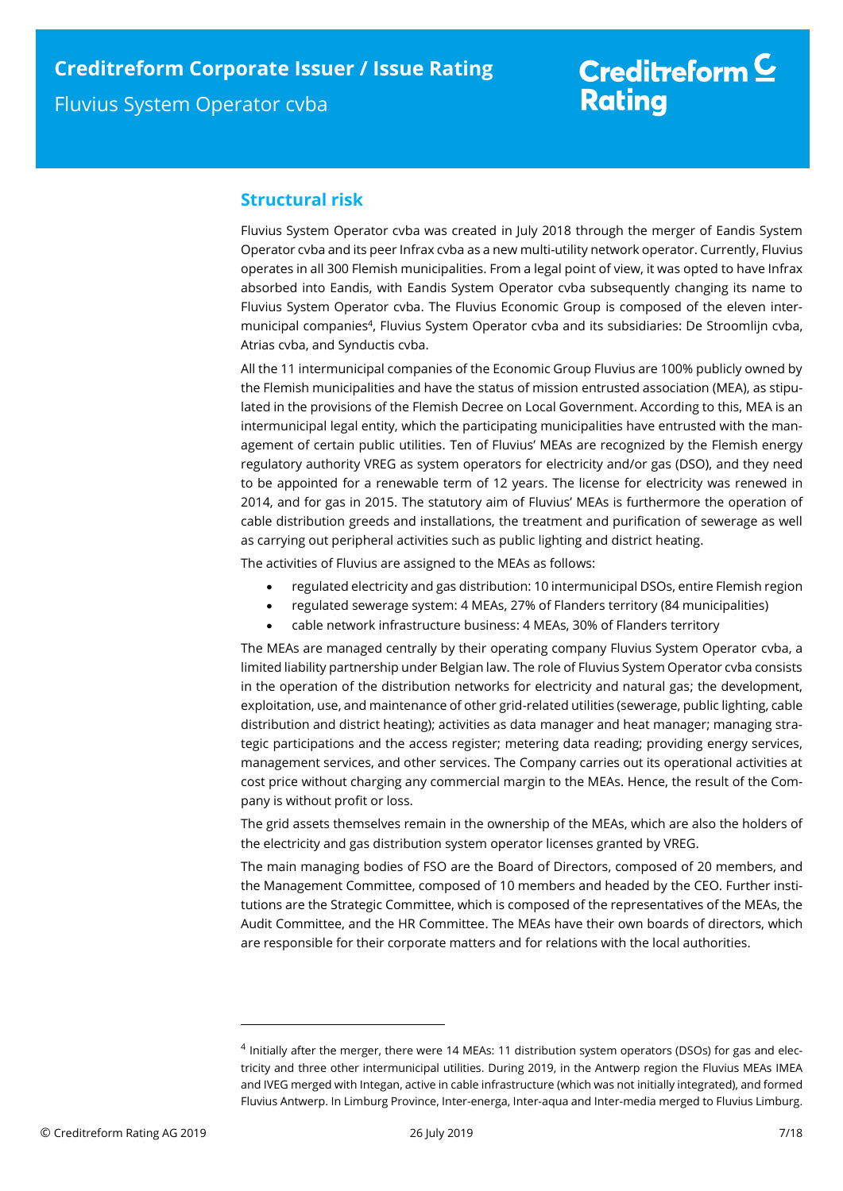## Structural risk

Fluvius System Operator cvba was created in July 2018 through the merger of Eandis System Operator cvba and its peer Infrax cvba as a new multi-utility network operator. Currently, Fluvius operates in all 300 Flemish municipalities. From a legal point of view, it was opted to have Infrax absorbed into Eandis, with Eandis System Operator cvba subsequently changing its name to Fluvius System Operator cvba. The Fluvius Economic Group is composed of the eleven intermunicipal companies[4], Fluvius System Operator cvba and its subsidiaries: De Stroomlijn cvba, Atrias cvba, and Synductis cvba.

All the 11 intermunicipal companies of the Economic Group Fluvius are 100% publicly owned by the Flemish municipalities and have the status of mission entrusted association (MEA), as stipulated in the provisions of the Flemish Decree on Local Government. According to this, MEA is an intermunicipal legal entity, which the participating municipalities have entrusted with the management of certain public utilities. Ten of Fluvius' MEAs are recognized by the Flemish energy regulatory authority VREG as system operators for electricity and/or gas (DSO), and they need to be appointed for a renewable term of 12 years. The license for electricity was renewed in 2014, and for gas in 2015. The statutory aim of Fluvius' MEAs is furthermore the operation of cable distribution greeds and installations, the treatment and purification of sewerage as well as carrying out peripheral activities such as public lighting and district heating.

The activities of Fluvius are assigned to the MEAs as follows:

- regulated electricity and gas distribution: 10 intermunicipal DSOs, entire Flemish region
- regulated sewerage system: 4 MEAs, 27% of Flanders territory (84 municipalities)
- cable network infrastructure business: 4 MEAs, 30% of Flanders territory

The MEAs are managed centrally by their operating company Fluvius System Operator cvba, a limited liability partnership under Belgian law. The role of Fluvius System Operator cvba consists in the operation of the distribution networks for electricity and natural gas; the development, exploitation, use, and maintenance of other grid-related utilities (sewerage, public lighting, cable distribution and district heating); activities as data manager and heat manager; managing strategic participations and the access register; metering data reading; providing energy services, management services, and other services. The Company carries out its operational activities at cost price without charging any commercial margin to the MEAs. Hence, the result of the Company is without profit or loss.

The grid assets themselves remain in the ownership of the MEAs, which are also the holders of the electricity and gas distribution system operator licenses granted by VREG.

The main managing bodies of FSO are the Board of Directors, composed of 20 members, and the Management Committee, composed of 10 members and headed by the CEO. Further institutions are the Strategic Committee, which is composed of the representatives of the MEAs, the Audit Committee, and the HR Committee. The MEAs have their own boards of directors, which are responsible for their corporate matters and for relations with the local authorities.

---

[4] Initially after the merger, there were 14 MEAs: 11 distribution system operators (DSOs) for gas and electricity and three other intermunicipal utilities. During 2019, in the Antwerp region the Fluvius MEAs IMEA and IVEG merged with Integan, active in cable infrastructure (which was not initially integrated), and formed Fluvius Antwerp. In Limburg Province, Inter-energa, Inter-aqua and Inter-media merged to Fluvius Limburg.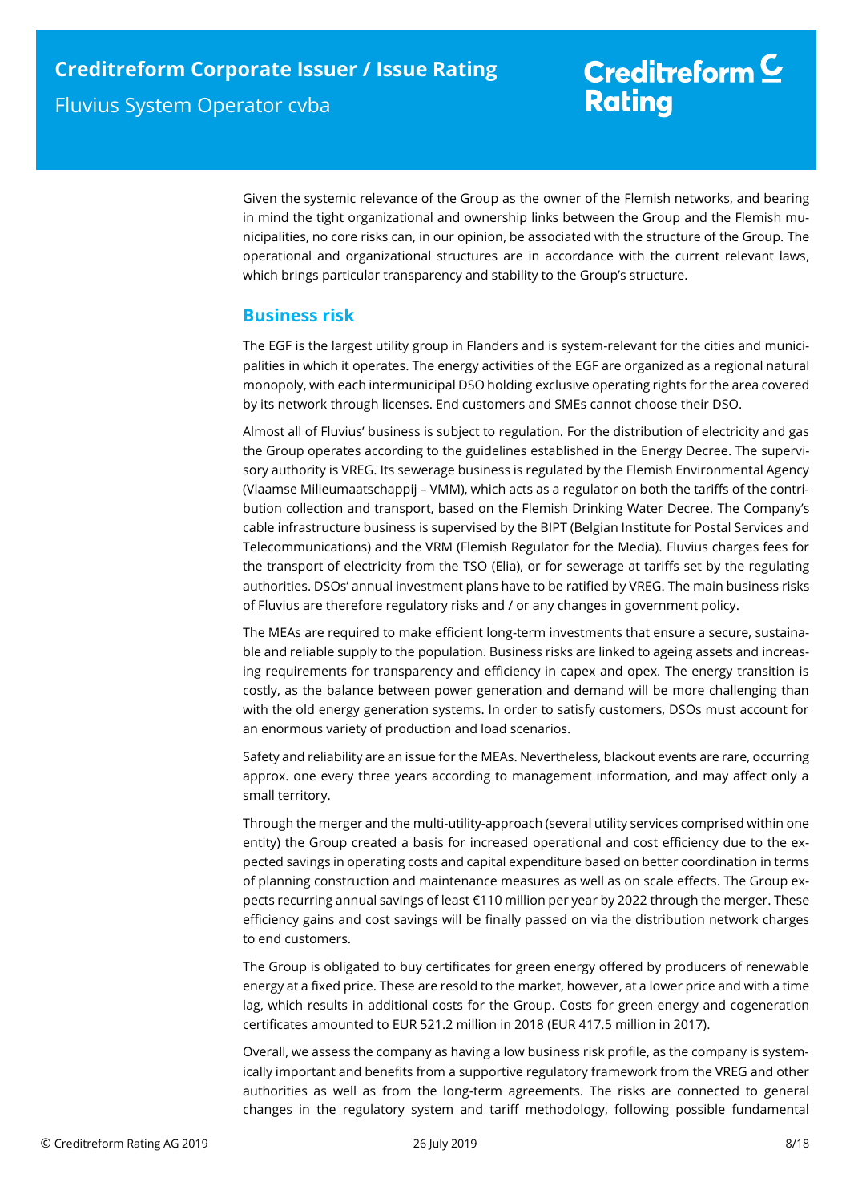Given the systemic relevance of the Group as the owner of the Flemish networks, and bearing in mind the tight organizational and ownership links between the Group and the Flemish municipalities, no core risks can, in our opinion, be associated with the structure of the Group. The operational and organizational structures are in accordance with the current relevant laws, which brings particular transparency and stability to the Group's structure.

## Business risk

The EGF is the largest utility group in Flanders and is system-relevant for the cities and municipalities in which it operates. The energy activities of the EGF are organized as a regional natural monopoly, with each intermunicipal DSO holding exclusive operating rights for the area covered by its network through licenses. End customers and SMEs cannot choose their DSO.

Almost all of Fluvius' business is subject to regulation. For the distribution of electricity and gas the Group operates according to the guidelines established in the Energy Decree. The supervisory authority is VREG. Its sewerage business is regulated by the Flemish Environmental Agency (Vlaamse Milieumaatschappij – VMM), which acts as a regulator on both the tariffs of the contribution collection and transport, based on the Flemish Drinking Water Decree. The Company's cable infrastructure business is supervised by the BIPT (Belgian Institute for Postal Services and Telecommunications) and the VRM (Flemish Regulator for the Media). Fluvius charges fees for the transport of electricity from the TSO (Elia), or for sewerage at tariffs set by the regulating authorities. DSOs' annual investment plans have to be ratified by VREG. The main business risks of Fluvius are therefore regulatory risks and / or any changes in government policy.

The MEAs are required to make efficient long-term investments that ensure a secure, sustainable and reliable supply to the population. Business risks are linked to ageing assets and increasing requirements for transparency and efficiency in capex and opex. The energy transition is costly, as the balance between power generation and demand will be more challenging than with the old energy generation systems. In order to satisfy customers, DSOs must account for an enormous variety of production and load scenarios.

Safety and reliability are an issue for the MEAs. Nevertheless, blackout events are rare, occurring approx. one every three years according to management information, and may affect only a small territory.

Through the merger and the multi-utility-approach (several utility services comprised within one entity) the Group created a basis for increased operational and cost efficiency due to the expected savings in operating costs and capital expenditure based on better coordination in terms of planning construction and maintenance measures as well as on scale effects. The Group expects recurring annual savings of least €110 million per year by 2022 through the merger. These efficiency gains and cost savings will be finally passed on via the distribution network charges to end customers.

The Group is obligated to buy certificates for green energy offered by producers of renewable energy at a fixed price. These are resold to the market, however, at a lower price and with a time lag, which results in additional costs for the Group. Costs for green energy and cogeneration certificates amounted to EUR 521.2 million in 2018 (EUR 417.5 million in 2017).

Overall, we assess the company as having a low business risk profile, as the company is systemically important and benefits from a supportive regulatory framework from the VREG and other authorities as well as from the long-term agreements. The risks are connected to general changes in the regulatory system and tariff methodology, following possible fundamental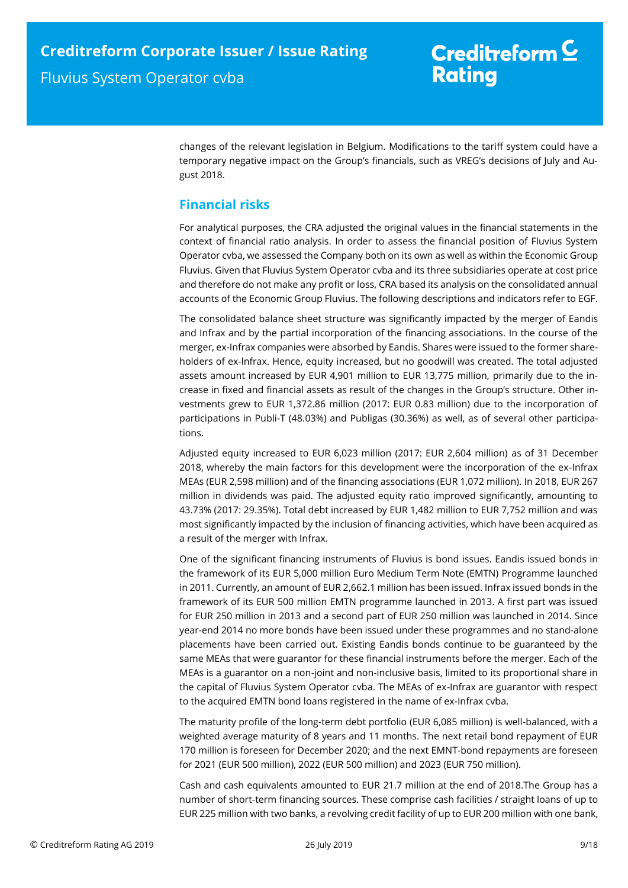changes of the relevant legislation in Belgium. Modifications to the tariff system could have a temporary negative impact on the Group's financials, such as VREG's decisions of July and August 2018.

## Financial risks

For analytical purposes, the CRA adjusted the original values in the financial statements in the context of financial ratio analysis. In order to assess the financial position of Fluvius System Operator cvba, we assessed the Company both on its own as well as within the Economic Group Fluvius. Given that Fluvius System Operator cvba and its three subsidiaries operate at cost price and therefore do not make any profit or loss, CRA based its analysis on the consolidated annual accounts of the Economic Group Fluvius. The following descriptions and indicators refer to EGF.

The consolidated balance sheet structure was significantly impacted by the merger of Eandis and Infrax and by the partial incorporation of the financing associations. In the course of the merger, ex-Infrax companies were absorbed by Eandis. Shares were issued to the former shareholders of ex-Infrax. Hence, equity increased, but no goodwill was created. The total adjusted assets amount increased by EUR 4,901 million to EUR 13,775 million, primarily due to the increase in fixed and financial assets as result of the changes in the Group's structure. Other investments grew to EUR 1,372.86 million (2017: EUR 0.83 million) due to the incorporation of participations in Publi-T (48.03%) and Publigas (30.36%) as well, as of several other participations.

Adjusted equity increased to EUR 6,023 million (2017: EUR 2,604 million) as of 31 December 2018, whereby the main factors for this development were the incorporation of the ex-Infrax MEAs (EUR 2,598 million) and of the financing associations (EUR 1,072 million). In 2018, EUR 267 million in dividends was paid. The adjusted equity ratio improved significantly, amounting to 43.73% (2017: 29.35%). Total debt increased by EUR 1,482 million to EUR 7,752 million and was most significantly impacted by the inclusion of financing activities, which have been acquired as a result of the merger with Infrax.

One of the significant financing instruments of Fluvius is bond issues. Eandis issued bonds in the framework of its EUR 5,000 million Euro Medium Term Note (EMTN) Programme launched in 2011. Currently, an amount of EUR 2,662.1 million has been issued. Infrax issued bonds in the framework of its EUR 500 million EMTN programme launched in 2013. A first part was issued for EUR 250 million in 2013 and a second part of EUR 250 million was launched in 2014. Since year-end 2014 no more bonds have been issued under these programmes and no stand-alone placements have been carried out. Existing Eandis bonds continue to be guaranteed by the same MEAs that were guarantor for these financial instruments before the merger. Each of the MEAs is a guarantor on a non-joint and non-inclusive basis, limited to its proportional share in the capital of Fluvius System Operator cvba. The MEAs of ex-Infrax are guarantor with respect to the acquired EMTN bond loans registered in the name of ex-Infrax cvba.

The maturity profile of the long-term debt portfolio (EUR 6,085 million) is well-balanced, with a weighted average maturity of 8 years and 11 months. The next retail bond repayment of EUR 170 million is foreseen for December 2020; and the next EMNT-bond repayments are foreseen for 2021 (EUR 500 million), 2022 (EUR 500 million) and 2023 (EUR 750 million).

Cash and cash equivalents amounted to EUR 21.7 million at the end of 2018.The Group has a number of short-term financing sources. These comprise cash facilities / straight loans of up to EUR 225 million with two banks, a revolving credit facility of up to EUR 200 million with one bank,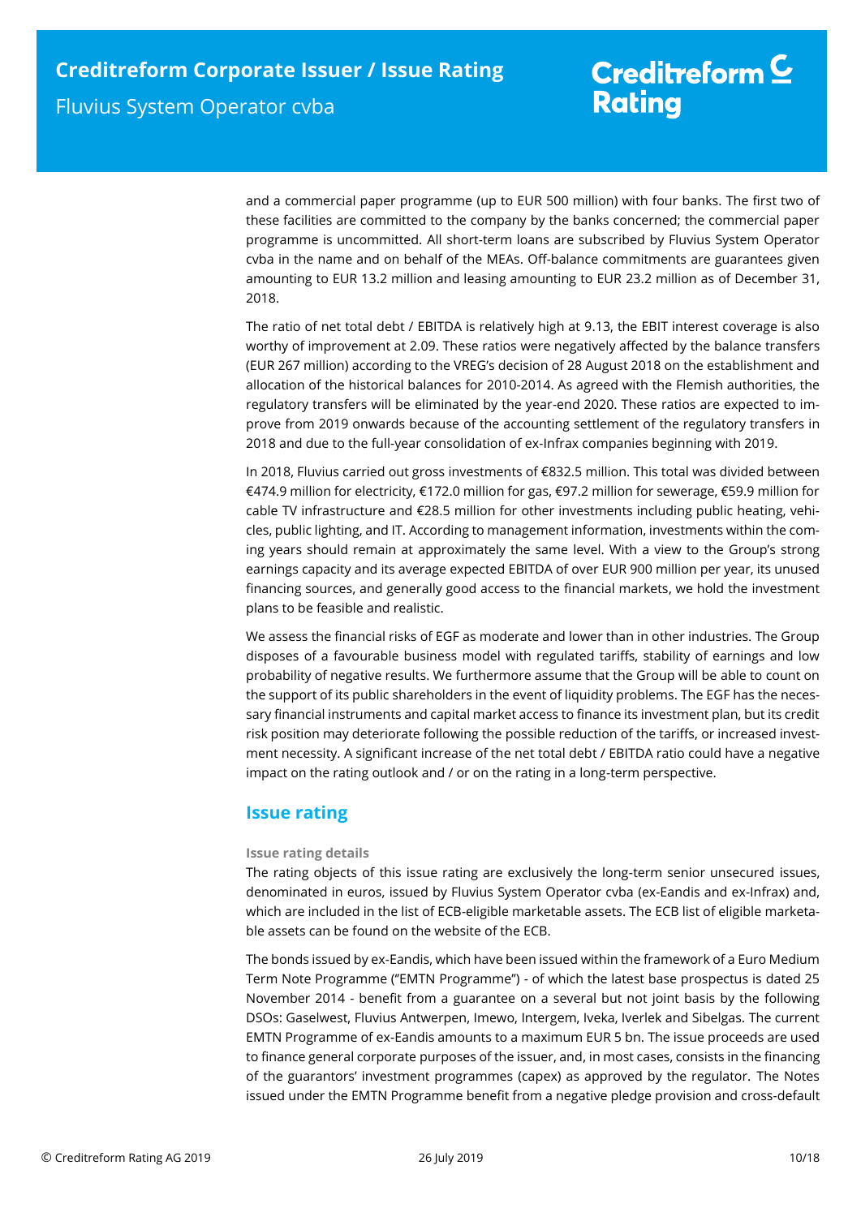and a commercial paper programme (up to EUR 500 million) with four banks. The first two of these facilities are committed to the company by the banks concerned; the commercial paper programme is uncommitted. All short-term loans are subscribed by Fluvius System Operator cvba in the name and on behalf of the MEAs. Off-balance commitments are guarantees given amounting to EUR 13.2 million and leasing amounting to EUR 23.2 million as of December 31, 2018.

The ratio of net total debt / EBITDA is relatively high at 9.13, the EBIT interest coverage is also worthy of improvement at 2.09. These ratios were negatively affected by the balance transfers (EUR 267 million) according to the VREG's decision of 28 August 2018 on the establishment and allocation of the historical balances for 2010-2014. As agreed with the Flemish authorities, the regulatory transfers will be eliminated by the year-end 2020. These ratios are expected to improve from 2019 onwards because of the accounting settlement of the regulatory transfers in 2018 and due to the full-year consolidation of ex-Infrax companies beginning with 2019.

In 2018, Fluvius carried out gross investments of €832.5 million. This total was divided between €474.9 million for electricity, €172.0 million for gas, €97.2 million for sewerage, €59.9 million for cable TV infrastructure and €28.5 million for other investments including public heating, vehicles, public lighting, and IT. According to management information, investments within the coming years should remain at approximately the same level. With a view to the Group's strong earnings capacity and its average expected EBITDA of over EUR 900 million per year, its unused financing sources, and generally good access to the financial markets, we hold the investment plans to be feasible and realistic.

We assess the financial risks of EGF as moderate and lower than in other industries. The Group disposes of a favourable business model with regulated tariffs, stability of earnings and low probability of negative results. We furthermore assume that the Group will be able to count on the support of its public shareholders in the event of liquidity problems. The EGF has the necessary financial instruments and capital market access to finance its investment plan, but its credit risk position may deteriorate following the possible reduction of the tariffs, or increased investment necessity. A significant increase of the net total debt / EBITDA ratio could have a negative impact on the rating outlook and / or on the rating in a long-term perspective.

## Issue rating

#### Issue rating details

The rating objects of this issue rating are exclusively the long-term senior unsecured issues, denominated in euros, issued by Fluvius System Operator cvba (ex-Eandis and ex-Infrax) and, which are included in the list of ECB-eligible marketable assets. The ECB list of eligible marketable assets can be found on the website of the ECB.

The bonds issued by ex-Eandis, which have been issued within the framework of a Euro Medium Term Note Programme ("EMTN Programme") - of which the latest base prospectus is dated 25 November 2014 - benefit from a guarantee on a several but not joint basis by the following DSOs: Gaselwest, Fluvius Antwerpen, Imewo, Intergem, Iveka, Iverlek and Sibelgas. The current EMTN Programme of ex-Eandis amounts to a maximum EUR 5 bn. The issue proceeds are used to finance general corporate purposes of the issuer, and, in most cases, consists in the financing of the guarantors' investment programmes (capex) as approved by the regulator. The Notes issued under the EMTN Programme benefit from a negative pledge provision and cross-default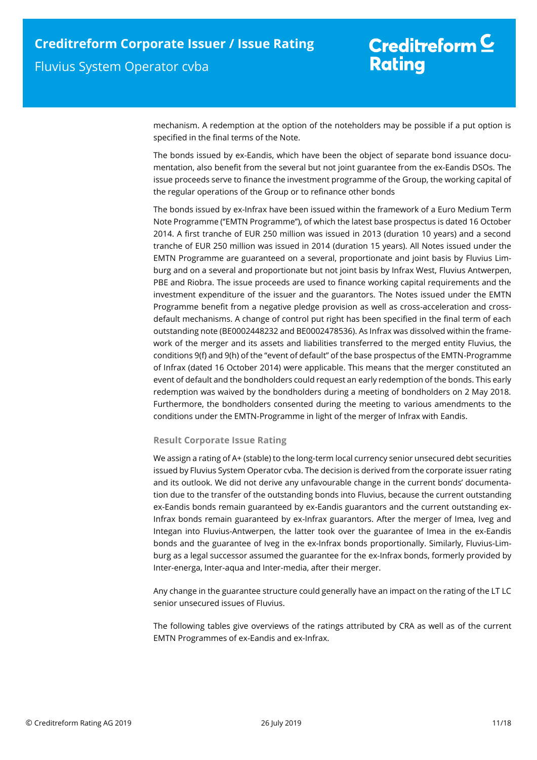mechanism. A redemption at the option of the noteholders may be possible if a put option is specified in the final terms of the Note.

The bonds issued by ex-Eandis, which have been the object of separate bond issuance documentation, also benefit from the several but not joint guarantee from the ex-Eandis DSOs. The issue proceeds serve to finance the investment programme of the Group, the working capital of the regular operations of the Group or to refinance other bonds

The bonds issued by ex-Infrax have been issued within the framework of a Euro Medium Term Note Programme ("EMTN Programme"), of which the latest base prospectus is dated 16 October 2014. A first tranche of EUR 250 million was issued in 2013 (duration 10 years) and a second tranche of EUR 250 million was issued in 2014 (duration 15 years). All Notes issued under the EMTN Programme are guaranteed on a several, proportionate and joint basis by Fluvius Limburg and on a several and proportionate but not joint basis by Infrax West, Fluvius Antwerpen, PBE and Riobra. The issue proceeds are used to finance working capital requirements and the investment expenditure of the issuer and the guarantors. The Notes issued under the EMTN Programme benefit from a negative pledge provision as well as cross-acceleration and cross-default mechanisms. A change of control put right has been specified in the final term of each outstanding note (BE0002448232 and BE0002478536). As Infrax was dissolved within the framework of the merger and its assets and liabilities transferred to the merged entity Fluvius, the conditions 9(f) and 9(h) of the "event of default" of the base prospectus of the EMTN-Programme of Infrax (dated 16 October 2014) were applicable. This means that the merger constituted an event of default and the bondholders could request an early redemption of the bonds. This early redemption was waived by the bondholders during a meeting of bondholders on 2 May 2018. Furthermore, the bondholders consented during the meeting to various amendments to the conditions under the EMTN-Programme in light of the merger of Infrax with Eandis.

### Result Corporate Issue Rating

We assign a rating of A+ (stable) to the long-term local currency senior unsecured debt securities issued by Fluvius System Operator cvba. The decision is derived from the corporate issuer rating and its outlook. We did not derive any unfavourable change in the current bonds' documentation due to the transfer of the outstanding bonds into Fluvius, because the current outstanding ex-Eandis bonds remain guaranteed by ex-Eandis guarantors and the current outstanding ex-Infrax bonds remain guaranteed by ex-Infrax guarantors. After the merger of Imea, Iveg and Integan into Fluvius-Antwerpen, the latter took over the guarantee of Imea in the ex-Eandis bonds and the guarantee of Iveg in the ex-Infrax bonds proportionally. Similarly, Fluvius-Limburg as a legal successor assumed the guarantee for the ex-Infrax bonds, formerly provided by Inter-energa, Inter-aqua and Inter-media, after their merger.

Any change in the guarantee structure could generally have an impact on the rating of the LT LC senior unsecured issues of Fluvius.

The following tables give overviews of the ratings attributed by CRA as well as of the current EMTN Programmes of ex-Eandis and ex-Infrax.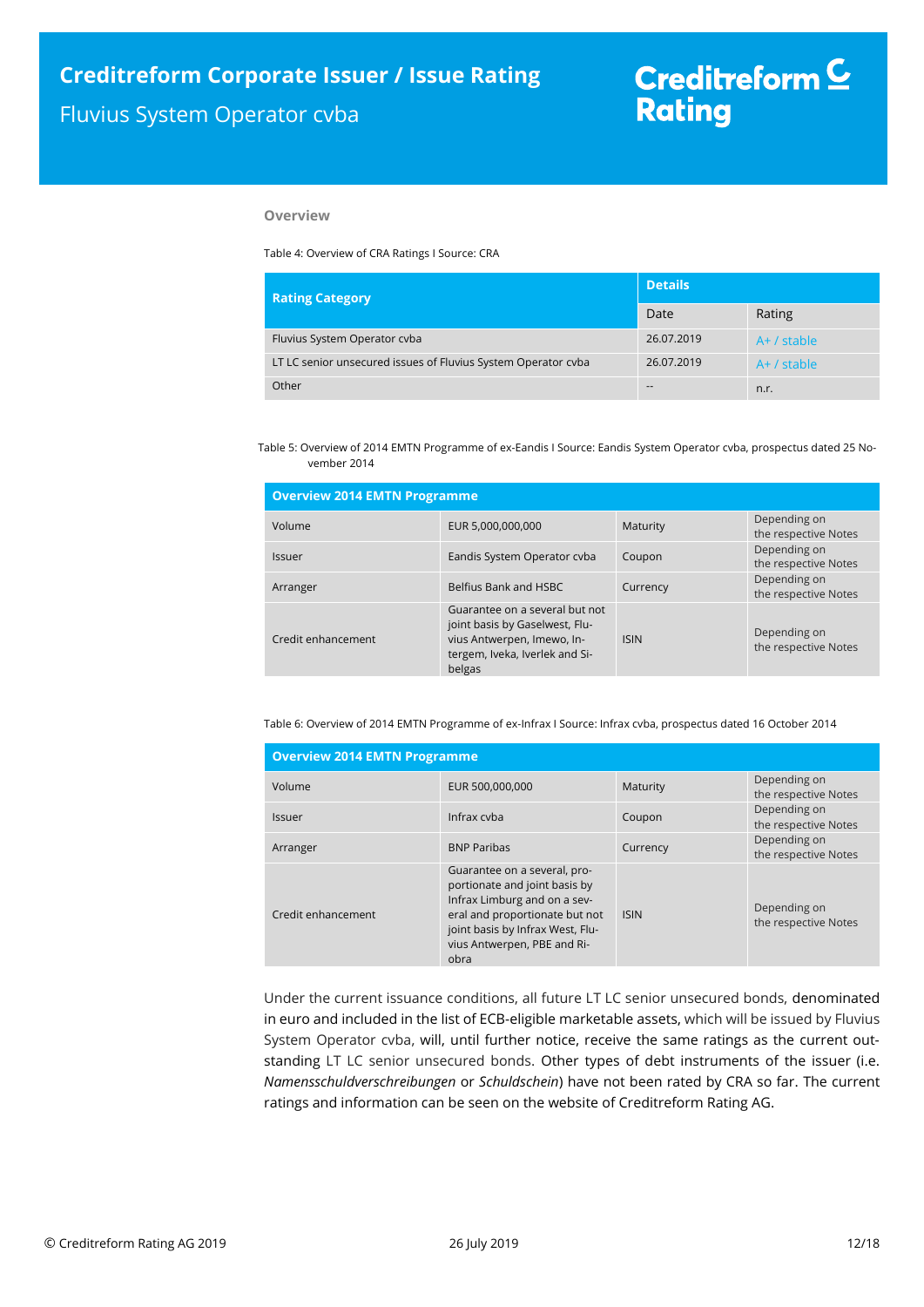## Overview

Table 4: Overview of CRA Ratings I Source: CRA

| Rating Category | Details | |
|---|---|---|
| | Date | Rating |
| Fluvius System Operator cvba | 26.07.2019 | A+ / stable |
| LT LC senior unsecured issues of Fluvius System Operator cvba | 26.07.2019 | A+ / stable |
| Other | -- | n.r. |

Table 5: Overview of 2014 EMTN Programme of ex-Eandis I Source: Eandis System Operator cvba, prospectus dated 25 November 2014

| Overview 2014 EMTN Programme | | | |
|---|---|---|---|
| Volume | EUR 5,000,000,000 | Maturity | Depending on the respective Notes |
| Issuer | Eandis System Operator cvba | Coupon | Depending on the respective Notes |
| Arranger | Belfius Bank and HSBC | Currency | Depending on the respective Notes |
| Credit enhancement | Guarantee on a several but not joint basis by Gaselwest, Fluvius Antwerpen, Imewo, Intergem, Iveka, Iverlek and Sibelgas | ISIN | Depending on the respective Notes |

Table 6: Overview of 2014 EMTN Programme of ex-Infrax I Source: Infrax cvba, prospectus dated 16 October 2014

| Overview 2014 EMTN Programme | | | |
|---|---|---|---|
| Volume | EUR 500,000,000 | Maturity | Depending on the respective Notes |
| Issuer | Infrax cvba | Coupon | Depending on the respective Notes |
| Arranger | BNP Paribas | Currency | Depending on the respective Notes |
| Credit enhancement | Guarantee on a several, proportionate and joint basis by Infrax Limburg and on a several and proportionate but not joint basis by Infrax West, Fluvius Antwerpen, PBE and Riobra | ISIN | Depending on the respective Notes |

Under the current issuance conditions, all future LT LC senior unsecured bonds, denominated in euro and included in the list of ECB-eligible marketable assets, which will be issued by Fluvius System Operator cvba, will, until further notice, receive the same ratings as the current outstanding LT LC senior unsecured bonds. Other types of debt instruments of the issuer (i.e. *Namensschuldverschreibungen* or *Schuldschein*) have not been rated by CRA so far. The current ratings and information can be seen on the website of Creditreform Rating AG.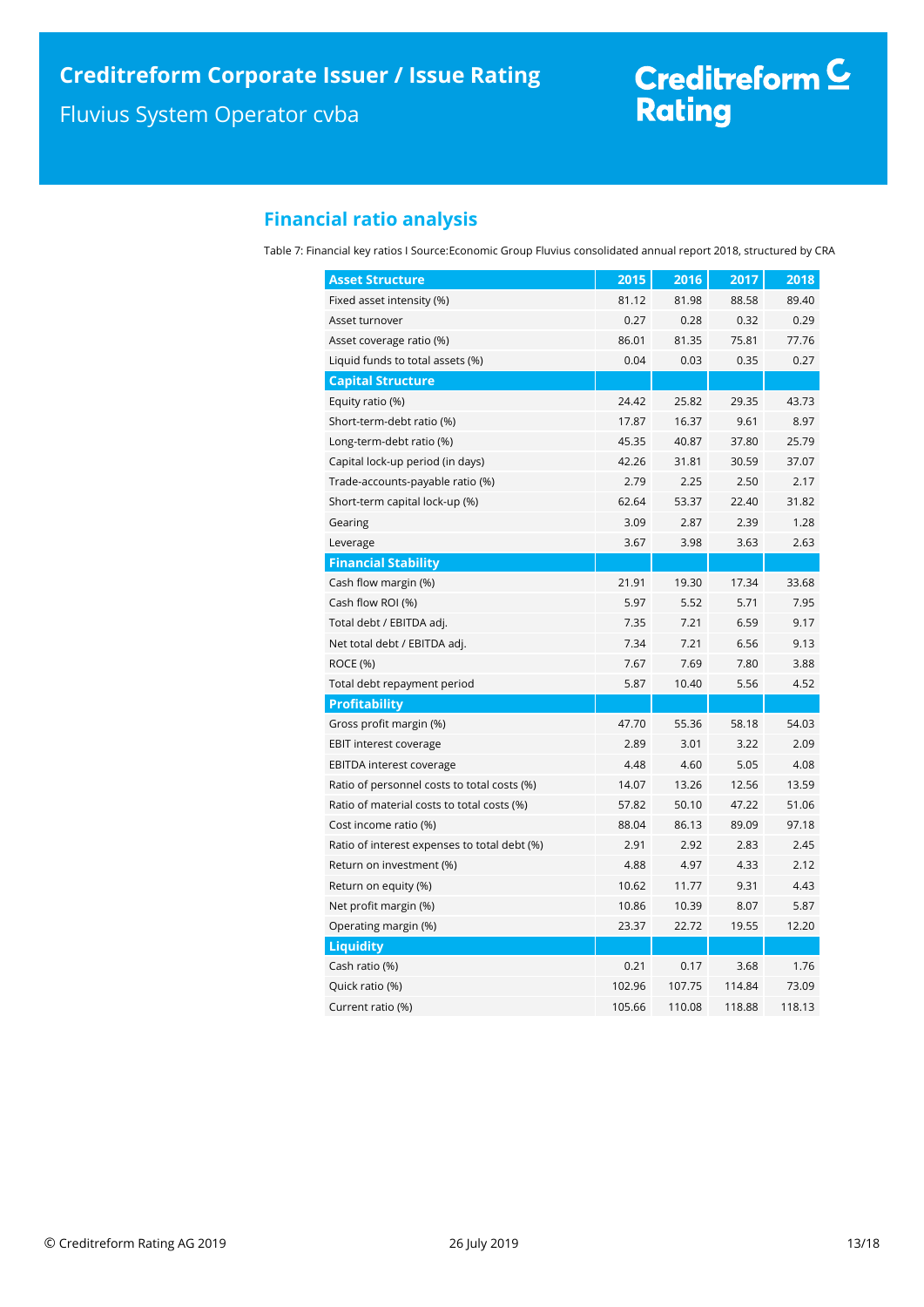## Financial ratio analysis

Table 7: Financial key ratios I Source:Economic Group Fluvius consolidated annual report 2018, structured by CRA

| Asset Structure | 2015 | 2016 | 2017 | 2018 |
|---|---|---|---|---|
| Fixed asset intensity (%) | 81.12 | 81.98 | 88.58 | 89.40 |
| Asset turnover | 0.27 | 0.28 | 0.32 | 0.29 |
| Asset coverage ratio (%) | 86.01 | 81.35 | 75.81 | 77.76 |
| Liquid funds to total assets (%) | 0.04 | 0.03 | 0.35 | 0.27 |
| **Capital Structure** | | | | |
| Equity ratio (%) | 24.42 | 25.82 | 29.35 | 43.73 |
| Short-term-debt ratio (%) | 17.87 | 16.37 | 9.61 | 8.97 |
| Long-term-debt ratio (%) | 45.35 | 40.87 | 37.80 | 25.79 |
| Capital lock-up period (in days) | 42.26 | 31.81 | 30.59 | 37.07 |
| Trade-accounts-payable ratio (%) | 2.79 | 2.25 | 2.50 | 2.17 |
| Short-term capital lock-up (%) | 62.64 | 53.37 | 22.40 | 31.82 |
| Gearing | 3.09 | 2.87 | 2.39 | 1.28 |
| Leverage | 3.67 | 3.98 | 3.63 | 2.63 |
| **Financial Stability** | | | | |
| Cash flow margin (%) | 21.91 | 19.30 | 17.34 | 33.68 |
| Cash flow ROI (%) | 5.97 | 5.52 | 5.71 | 7.95 |
| Total debt / EBITDA adj. | 7.35 | 7.21 | 6.59 | 9.17 |
| Net total debt / EBITDA adj. | 7.34 | 7.21 | 6.56 | 9.13 |
| ROCE (%) | 7.67 | 7.69 | 7.80 | 3.88 |
| Total debt repayment period | 5.87 | 10.40 | 5.56 | 4.52 |
| **Profitability** | | | | |
| Gross profit margin (%) | 47.70 | 55.36 | 58.18 | 54.03 |
| EBIT interest coverage | 2.89 | 3.01 | 3.22 | 2.09 |
| EBITDA interest coverage | 4.48 | 4.60 | 5.05 | 4.08 |
| Ratio of personnel costs to total costs (%) | 14.07 | 13.26 | 12.56 | 13.59 |
| Ratio of material costs to total costs (%) | 57.82 | 50.10 | 47.22 | 51.06 |
| Cost income ratio (%) | 88.04 | 86.13 | 89.09 | 97.18 |
| Ratio of interest expenses to total debt (%) | 2.91 | 2.92 | 2.83 | 2.45 |
| Return on investment (%) | 4.88 | 4.97 | 4.33 | 2.12 |
| Return on equity (%) | 10.62 | 11.77 | 9.31 | 4.43 |
| Net profit margin (%) | 10.86 | 10.39 | 8.07 | 5.87 |
| Operating margin (%) | 23.37 | 22.72 | 19.55 | 12.20 |
| **Liquidity** | | | | |
| Cash ratio (%) | 0.21 | 0.17 | 3.68 | 1.76 |
| Quick ratio (%) | 102.96 | 107.75 | 114.84 | 73.09 |
| Current ratio (%) | 105.66 | 110.08 | 118.88 | 118.13 |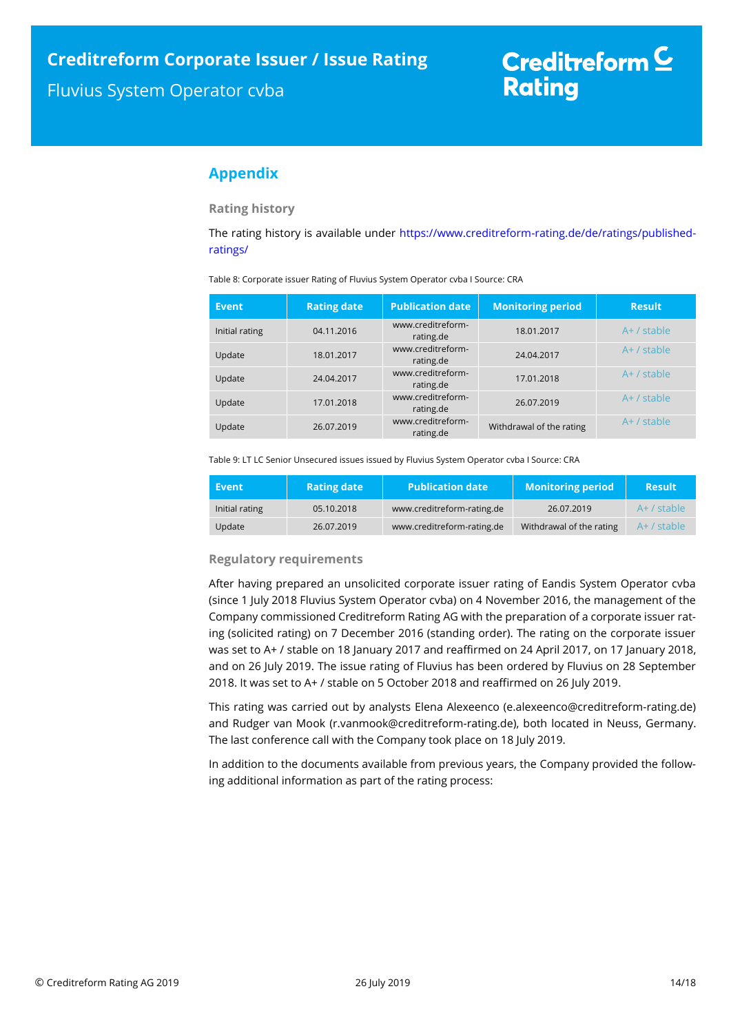## Appendix

### Rating history

The rating history is available under https://www.creditreform-rating.de/de/ratings/published-ratings/

Table 8: Corporate issuer Rating of Fluvius System Operator cvba I Source: CRA

| Event | Rating date | Publication date | Monitoring period | Result |
|---|---|---|---|---|
| Initial rating | 04.11.2016 | www.creditreform-rating.de | 18.01.2017 | A+ / stable |
| Update | 18.01.2017 | www.creditreform-rating.de | 24.04.2017 | A+ / stable |
| Update | 24.04.2017 | www.creditreform-rating.de | 17.01.2018 | A+ / stable |
| Update | 17.01.2018 | www.creditreform-rating.de | 26.07.2019 | A+ / stable |
| Update | 26.07.2019 | www.creditreform-rating.de | Withdrawal of the rating | A+ / stable |

Table 9: LT LC Senior Unsecured issues issued by Fluvius System Operator cvba I Source: CRA

| Event | Rating date | Publication date | Monitoring period | Result |
|---|---|---|---|---|
| Initial rating | 05.10.2018 | www.creditreform-rating.de | 26.07.2019 | A+ / stable |
| Update | 26.07.2019 | www.creditreform-rating.de | Withdrawal of the rating | A+ / stable |

### Regulatory requirements

After having prepared an unsolicited corporate issuer rating of Eandis System Operator cvba (since 1 July 2018 Fluvius System Operator cvba) on 4 November 2016, the management of the Company commissioned Creditreform Rating AG with the preparation of a corporate issuer rating (solicited rating) on 7 December 2016 (standing order). The rating on the corporate issuer was set to A+ / stable on 18 January 2017 and reaffirmed on 24 April 2017, on 17 January 2018, and on 26 July 2019. The issue rating of Fluvius has been ordered by Fluvius on 28 September 2018. It was set to A+ / stable on 5 October 2018 and reaffirmed on 26 July 2019.

This rating was carried out by analysts Elena Alexeenco (e.alexeenco@creditreform-rating.de) and Rudger van Mook (r.vanmook@creditreform-rating.de), both located in Neuss, Germany. The last conference call with the Company took place on 18 July 2019.

In addition to the documents available from previous years, the Company provided the following additional information as part of the rating process: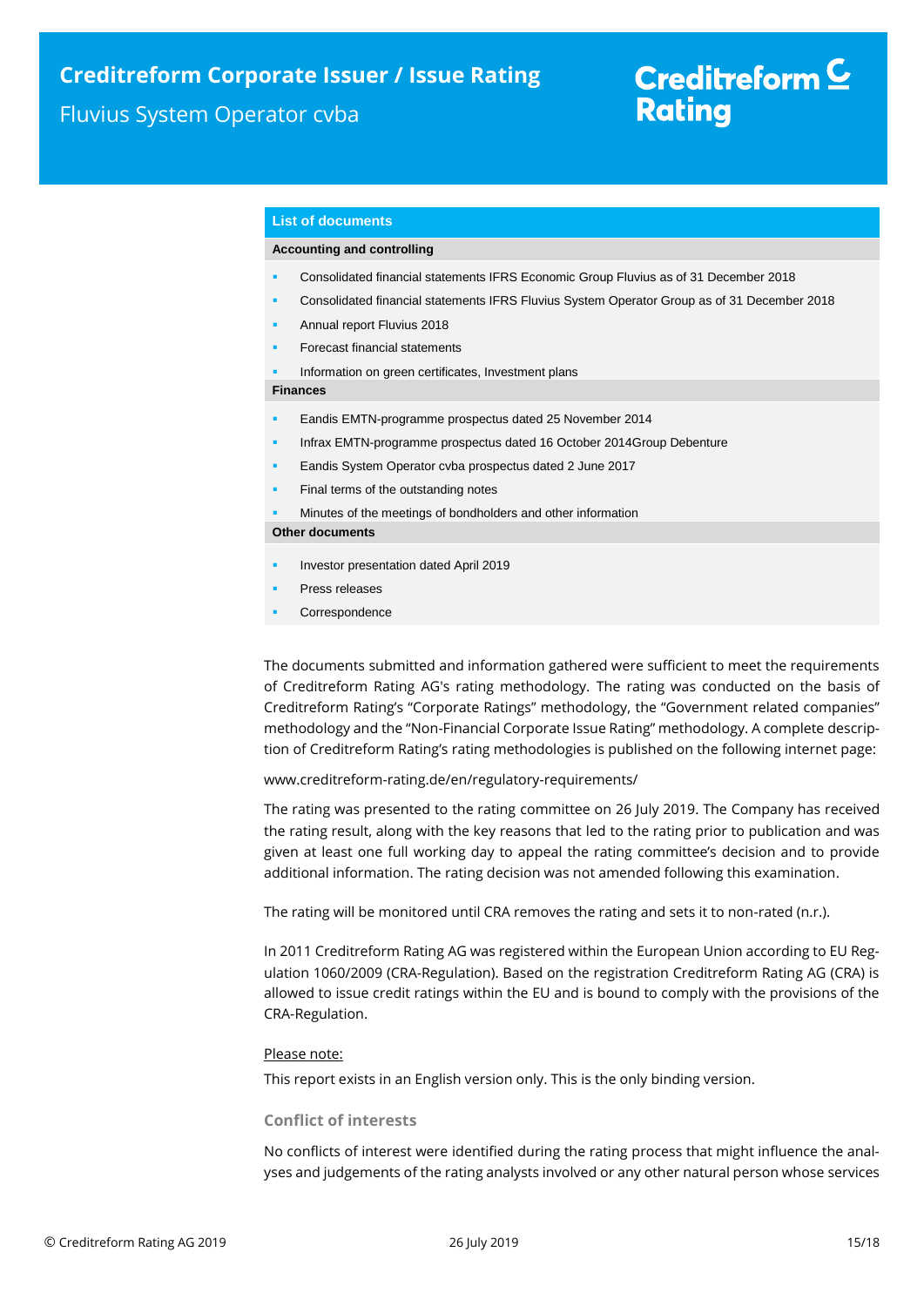## List of documents

**Accounting and controlling**

- Consolidated financial statements IFRS Economic Group Fluvius as of 31 December 2018
- Consolidated financial statements IFRS Fluvius System Operator Group as of 31 December 2018
- Annual report Fluvius 2018
- Forecast financial statements
- Information on green certificates, Investment plans

**Finances**

- Eandis EMTN-programme prospectus dated 25 November 2014
- Infrax EMTN-programme prospectus dated 16 October 2014Group Debenture
- Eandis System Operator cvba prospectus dated 2 June 2017
- Final terms of the outstanding notes
- Minutes of the meetings of bondholders and other information

**Other documents**

- Investor presentation dated April 2019
- Press releases
- Correspondence

The documents submitted and information gathered were sufficient to meet the requirements of Creditreform Rating AG's rating methodology. The rating was conducted on the basis of Creditreform Rating's "Corporate Ratings" methodology, the "Government related companies" methodology and the "Non-Financial Corporate Issue Rating" methodology. A complete description of Creditreform Rating's rating methodologies is published on the following internet page:

www.creditreform-rating.de/en/regulatory-requirements/

The rating was presented to the rating committee on 26 July 2019. The Company has received the rating result, along with the key reasons that led to the rating prior to publication and was given at least one full working day to appeal the rating committee's decision and to provide additional information. The rating decision was not amended following this examination.

The rating will be monitored until CRA removes the rating and sets it to non-rated (n.r.).

In 2011 Creditreform Rating AG was registered within the European Union according to EU Regulation 1060/2009 (CRA-Regulation). Based on the registration Creditreform Rating AG (CRA) is allowed to issue credit ratings within the EU and is bound to comply with the provisions of the CRA-Regulation.

Please note:

This report exists in an English version only. This is the only binding version.

### Conflict of interests

No conflicts of interest were identified during the rating process that might influence the analyses and judgements of the rating analysts involved or any other natural person whose services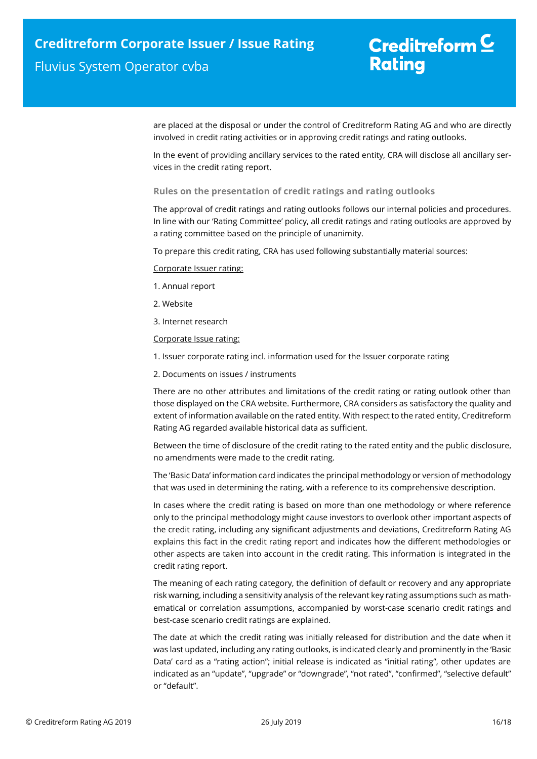are placed at the disposal or under the control of Creditreform Rating AG and who are directly involved in credit rating activities or in approving credit ratings and rating outlooks.

In the event of providing ancillary services to the rated entity, CRA will disclose all ancillary services in the credit rating report.

### Rules on the presentation of credit ratings and rating outlooks

The approval of credit ratings and rating outlooks follows our internal policies and procedures. In line with our 'Rating Committee' policy, all credit ratings and rating outlooks are approved by a rating committee based on the principle of unanimity.

To prepare this credit rating, CRA has used following substantially material sources:

Corporate Issuer rating:

1. Annual report
2. Website
3. Internet research

Corporate Issue rating:

1. Issuer corporate rating incl. information used for the Issuer corporate rating
2. Documents on issues / instruments

There are no other attributes and limitations of the credit rating or rating outlook other than those displayed on the CRA website. Furthermore, CRA considers as satisfactory the quality and extent of information available on the rated entity. With respect to the rated entity, Creditreform Rating AG regarded available historical data as sufficient.

Between the time of disclosure of the credit rating to the rated entity and the public disclosure, no amendments were made to the credit rating.

The 'Basic Data' information card indicates the principal methodology or version of methodology that was used in determining the rating, with a reference to its comprehensive description.

In cases where the credit rating is based on more than one methodology or where reference only to the principal methodology might cause investors to overlook other important aspects of the credit rating, including any significant adjustments and deviations, Creditreform Rating AG explains this fact in the credit rating report and indicates how the different methodologies or other aspects are taken into account in the credit rating. This information is integrated in the credit rating report.

The meaning of each rating category, the definition of default or recovery and any appropriate risk warning, including a sensitivity analysis of the relevant key rating assumptions such as mathematical or correlation assumptions, accompanied by worst-case scenario credit ratings and best-case scenario credit ratings are explained.

The date at which the credit rating was initially released for distribution and the date when it was last updated, including any rating outlooks, is indicated clearly and prominently in the 'Basic Data' card as a "rating action"; initial release is indicated as "initial rating", other updates are indicated as an "update", "upgrade" or "downgrade", "not rated", "confirmed", "selective default" or "default".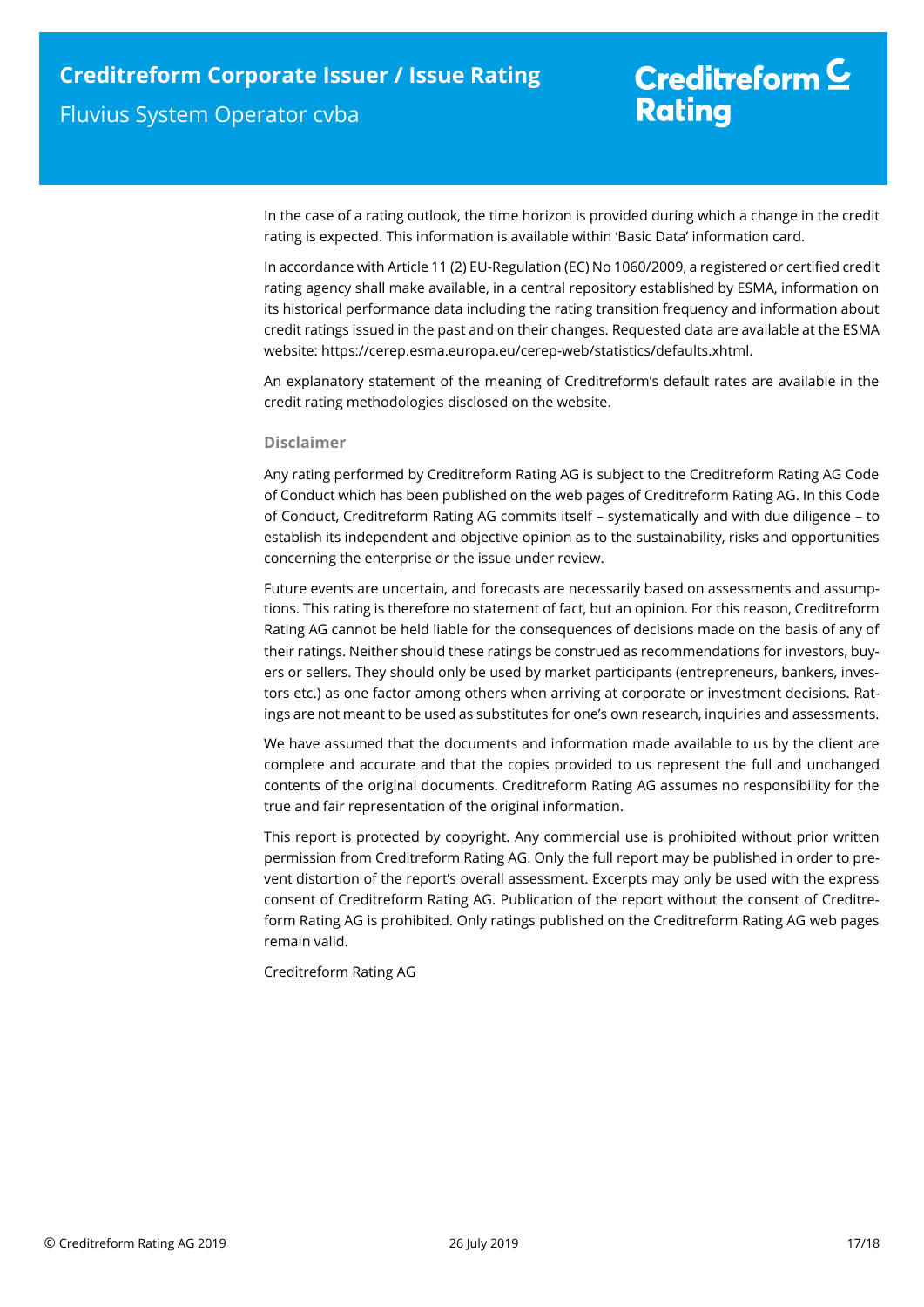In the case of a rating outlook, the time horizon is provided during which a change in the credit rating is expected. This information is available within 'Basic Data' information card.

In accordance with Article 11 (2) EU-Regulation (EC) No 1060/2009, a registered or certified credit rating agency shall make available, in a central repository established by ESMA, information on its historical performance data including the rating transition frequency and information about credit ratings issued in the past and on their changes. Requested data are available at the ESMA website: https://cerep.esma.europa.eu/cerep-web/statistics/defaults.xhtml.

An explanatory statement of the meaning of Creditreform's default rates are available in the credit rating methodologies disclosed on the website.

### Disclaimer

Any rating performed by Creditreform Rating AG is subject to the Creditreform Rating AG Code of Conduct which has been published on the web pages of Creditreform Rating AG. In this Code of Conduct, Creditreform Rating AG commits itself – systematically and with due diligence – to establish its independent and objective opinion as to the sustainability, risks and opportunities concerning the enterprise or the issue under review.

Future events are uncertain, and forecasts are necessarily based on assessments and assumptions. This rating is therefore no statement of fact, but an opinion. For this reason, Creditreform Rating AG cannot be held liable for the consequences of decisions made on the basis of any of their ratings. Neither should these ratings be construed as recommendations for investors, buyers or sellers. They should only be used by market participants (entrepreneurs, bankers, investors etc.) as one factor among others when arriving at corporate or investment decisions. Ratings are not meant to be used as substitutes for one's own research, inquiries and assessments.

We have assumed that the documents and information made available to us by the client are complete and accurate and that the copies provided to us represent the full and unchanged contents of the original documents. Creditreform Rating AG assumes no responsibility for the true and fair representation of the original information.

This report is protected by copyright. Any commercial use is prohibited without prior written permission from Creditreform Rating AG. Only the full report may be published in order to prevent distortion of the report's overall assessment. Excerpts may only be used with the express consent of Creditreform Rating AG. Publication of the report without the consent of Creditreform Rating AG is prohibited. Only ratings published on the Creditreform Rating AG web pages remain valid.

Creditreform Rating AG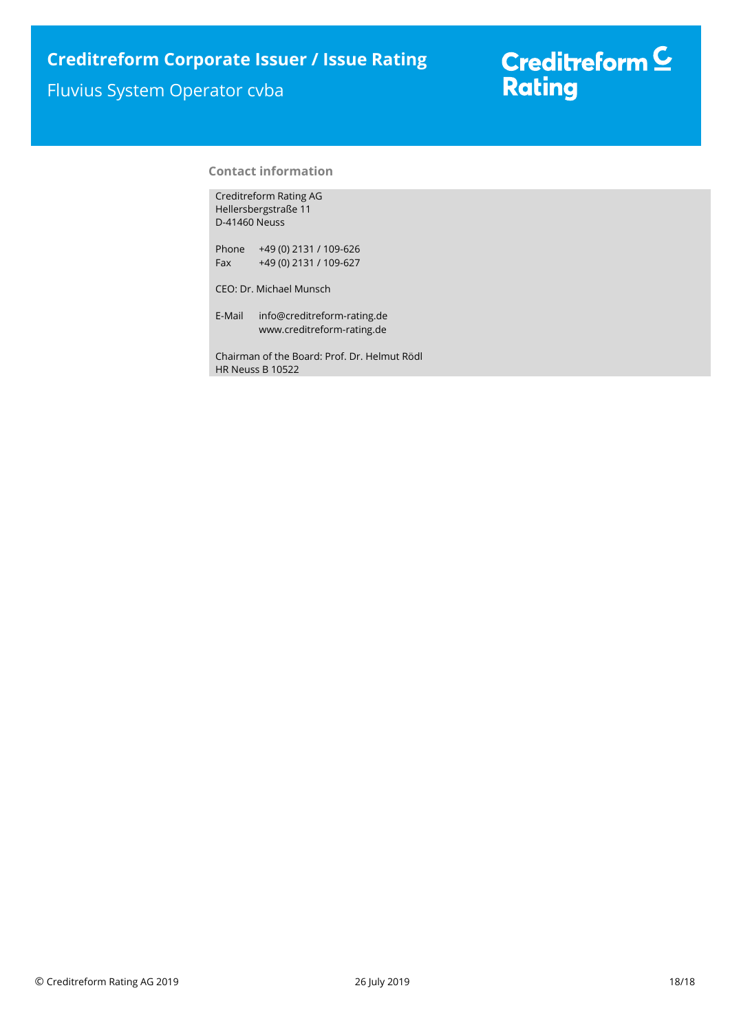### Contact information

Creditreform Rating AG
Hellersbergstraße 11
D-41460 Neuss

Phone +49 (0) 2131 / 109-626
Fax +49 (0) 2131 / 109-627

CEO: Dr. Michael Munsch

E-Mail info@creditreform-rating.de
www.creditreform-rating.de

Chairman of the Board: Prof. Dr. Helmut Rödl
HR Neuss B 10522